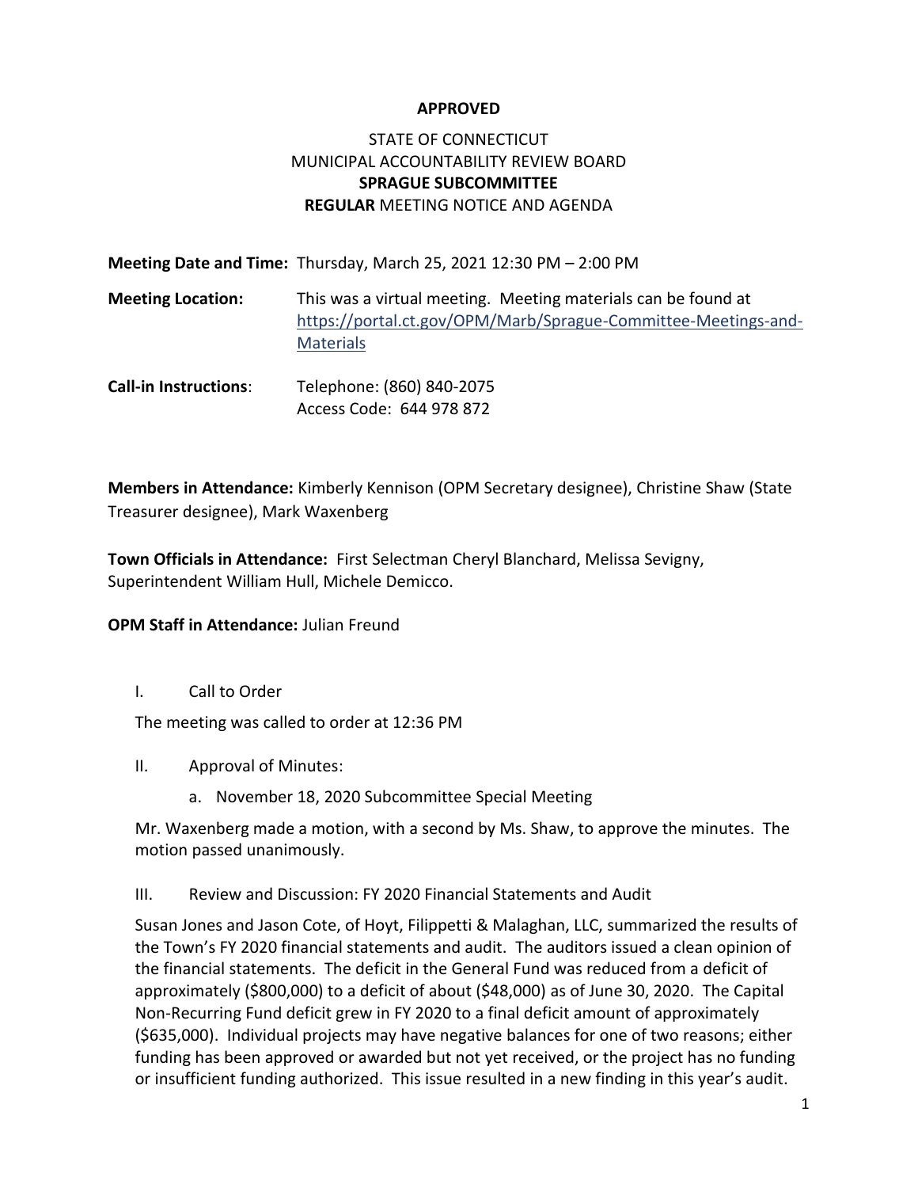**APPROVED**

STATE OF CONNECTICUT
MUNICIPAL ACCOUNTABILITY REVIEW BOARD
**SPRAGUE SUBCOMMITTEE**
**REGULAR** MEETING NOTICE AND AGENDA

**Meeting Date and Time:** Thursday, March 25, 2021 12:30 PM – 2:00 PM

**Meeting Location:** This was a virtual meeting. Meeting materials can be found at https://portal.ct.gov/OPM/Marb/Sprague-Committee-Meetings-and-Materials

**Call-in Instructions**: Telephone: (860) 840-2075
Access Code: 644 978 872

**Members in Attendance:** Kimberly Kennison (OPM Secretary designee), Christine Shaw (State Treasurer designee), Mark Waxenberg

**Town Officials in Attendance:** First Selectman Cheryl Blanchard, Melissa Sevigny, Superintendent William Hull, Michele Demicco.

**OPM Staff in Attendance:** Julian Freund

I. Call to Order

The meeting was called to order at 12:36 PM

II. Approval of Minutes:

a. November 18, 2020 Subcommittee Special Meeting

Mr. Waxenberg made a motion, with a second by Ms. Shaw, to approve the minutes. The motion passed unanimously.

III. Review and Discussion: FY 2020 Financial Statements and Audit

Susan Jones and Jason Cote, of Hoyt, Filippetti & Malaghan, LLC, summarized the results of the Town's FY 2020 financial statements and audit. The auditors issued a clean opinion of the financial statements. The deficit in the General Fund was reduced from a deficit of approximately ($800,000) to a deficit of about ($48,000) as of June 30, 2020. The Capital Non-Recurring Fund deficit grew in FY 2020 to a final deficit amount of approximately ($635,000). Individual projects may have negative balances for one of two reasons; either funding has been approved or awarded but not yet received, or the project has no funding or insufficient funding authorized. This issue resulted in a new finding in this year's audit.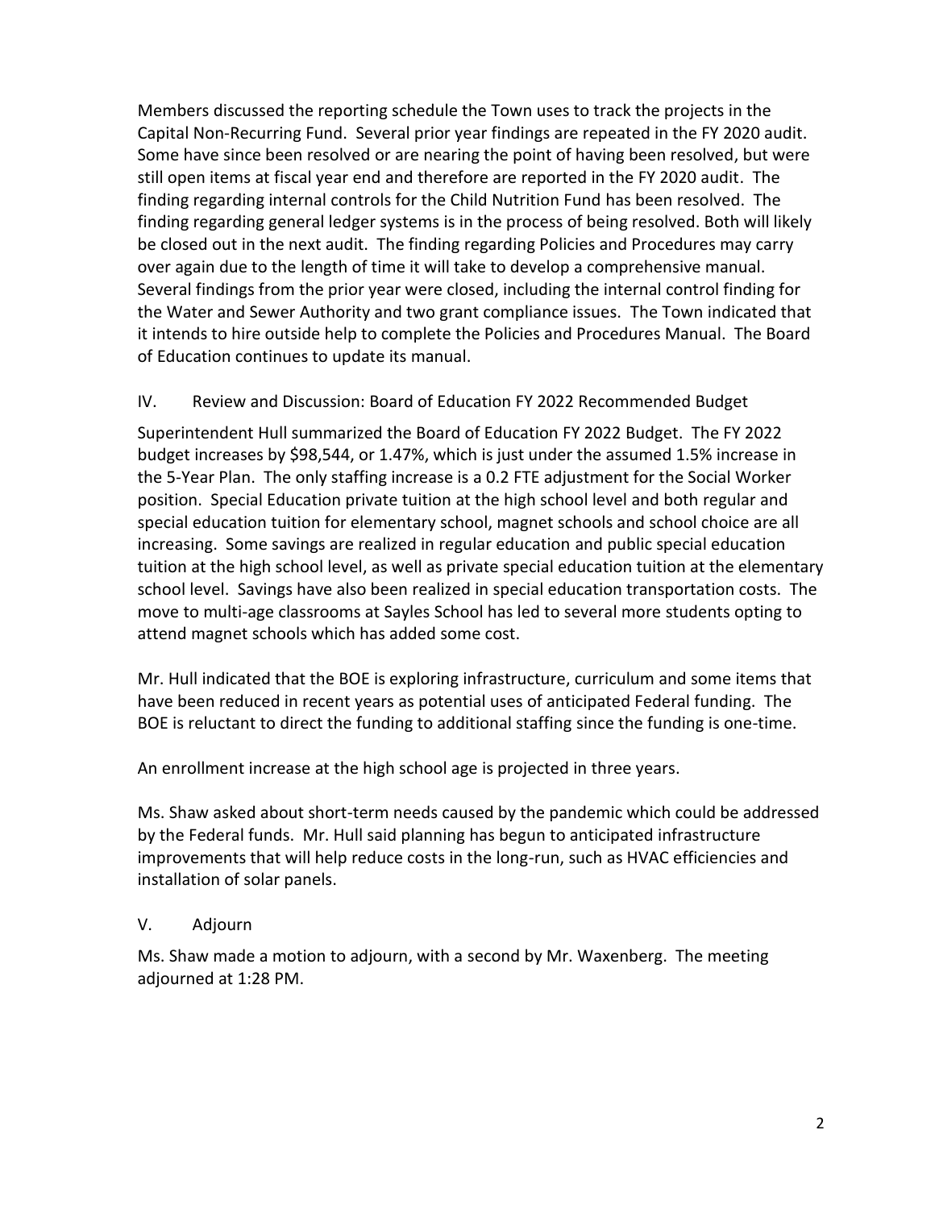Members discussed the reporting schedule the Town uses to track the projects in the Capital Non-Recurring Fund. Several prior year findings are repeated in the FY 2020 audit. Some have since been resolved or are nearing the point of having been resolved, but were still open items at fiscal year end and therefore are reported in the FY 2020 audit. The finding regarding internal controls for the Child Nutrition Fund has been resolved. The finding regarding general ledger systems is in the process of being resolved. Both will likely be closed out in the next audit. The finding regarding Policies and Procedures may carry over again due to the length of time it will take to develop a comprehensive manual. Several findings from the prior year were closed, including the internal control finding for the Water and Sewer Authority and two grant compliance issues. The Town indicated that it intends to hire outside help to complete the Policies and Procedures Manual. The Board of Education continues to update its manual.

## IV. Review and Discussion: Board of Education FY 2022 Recommended Budget

Superintendent Hull summarized the Board of Education FY 2022 Budget. The FY 2022 budget increases by $98,544, or 1.47%, which is just under the assumed 1.5% increase in the 5-Year Plan. The only staffing increase is a 0.2 FTE adjustment for the Social Worker position. Special Education private tuition at the high school level and both regular and special education tuition for elementary school, magnet schools and school choice are all increasing. Some savings are realized in regular education and public special education tuition at the high school level, as well as private special education tuition at the elementary school level. Savings have also been realized in special education transportation costs. The move to multi-age classrooms at Sayles School has led to several more students opting to attend magnet schools which has added some cost.

Mr. Hull indicated that the BOE is exploring infrastructure, curriculum and some items that have been reduced in recent years as potential uses of anticipated Federal funding. The BOE is reluctant to direct the funding to additional staffing since the funding is one-time.

An enrollment increase at the high school age is projected in three years.

Ms. Shaw asked about short-term needs caused by the pandemic which could be addressed by the Federal funds. Mr. Hull said planning has begun to anticipated infrastructure improvements that will help reduce costs in the long-run, such as HVAC efficiencies and installation of solar panels.

## V. Adjourn

Ms. Shaw made a motion to adjourn, with a second by Mr. Waxenberg. The meeting adjourned at 1:28 PM.